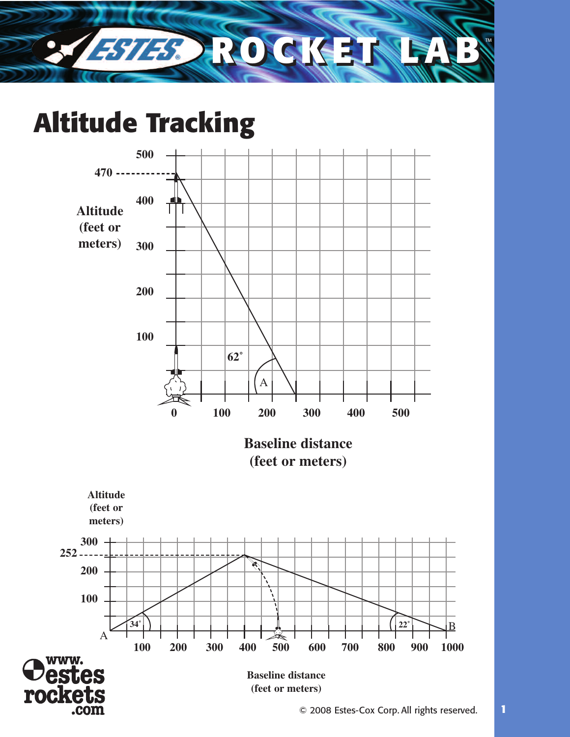# Altitude Tracking

500

470

Altitude (feet or meters)

400

300

200

100

62°

A

0 100 200 300 400 500

Baseline distance (feet or meters)

Altitude (feet or meters)

300

252

200

100

34°

22°

A

B

100 200 300 400 500 600 700 800 900 1000

Baseline distance (feet or meters)

www.estesrockets.com

© 2008 Estes-Cox Corp. All rights reserved.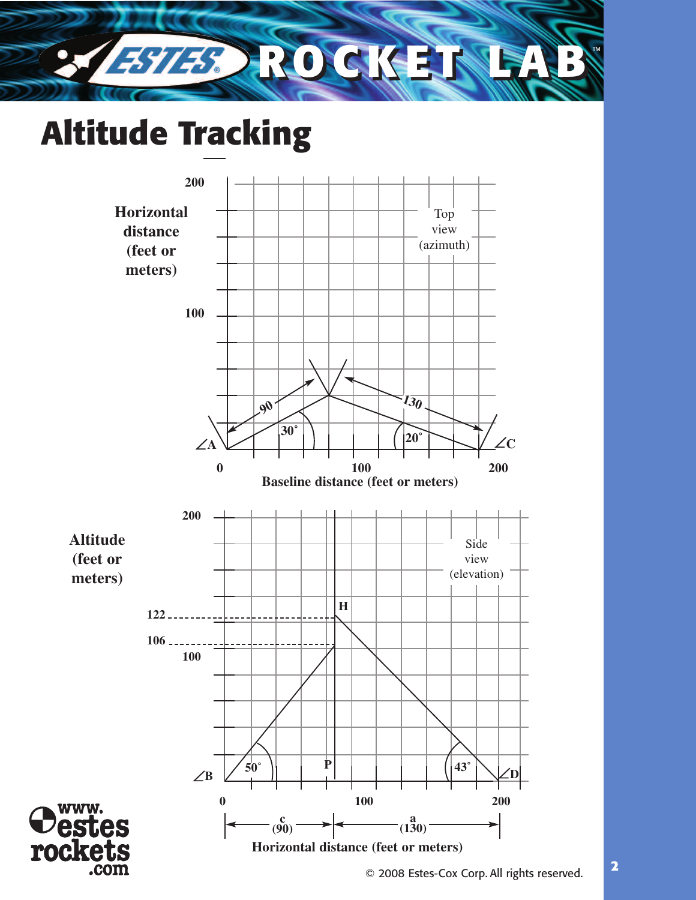# Altitude Tracking

Horizontal distance (feet or meters)

200

100

Top view (azimuth)

90

130

30˚

20˚

∠A

∠C

0 100 200

Baseline distance (feet or meters)

200

Altitude (feet or meters)

Side view (elevation)

122

106

100

H

P

50˚

43˚

∠B

∠D

0 100 200

c (90)

a (130)

Horizontal distance (feet or meters)

© 2008 Estes-Cox Corp. All rights reserved.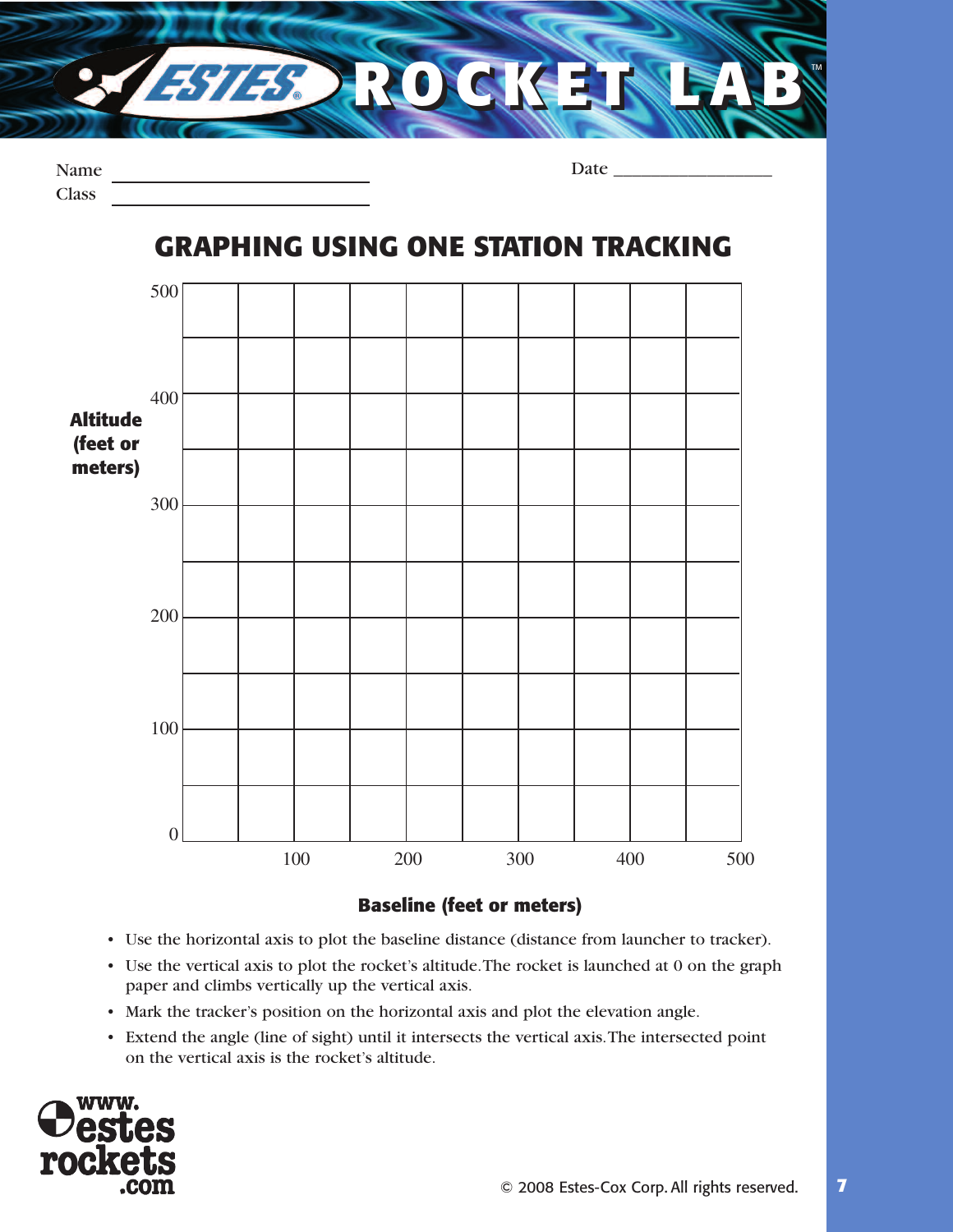Name ______________________

Class ______________________

Date ____________________

## GRAPHING USING ONE STATION TRACKING

Altitude (feet or meters)

500

400

300

200

100

0

100 200 300 400 500

**Baseline (feet or meters)**

- Use the horizontal axis to plot the baseline distance (distance from launcher to tracker).
- Use the vertical axis to plot the rocket's altitude. The rocket is launched at 0 on the graph paper and climbs vertically up the vertical axis.
- Mark the tracker's position on the horizontal axis and plot the elevation angle.
- Extend the angle (line of sight) until it intersects the vertical axis. The intersected point on the vertical axis is the rocket's altitude.

© 2008 Estes-Cox Corp. All rights reserved.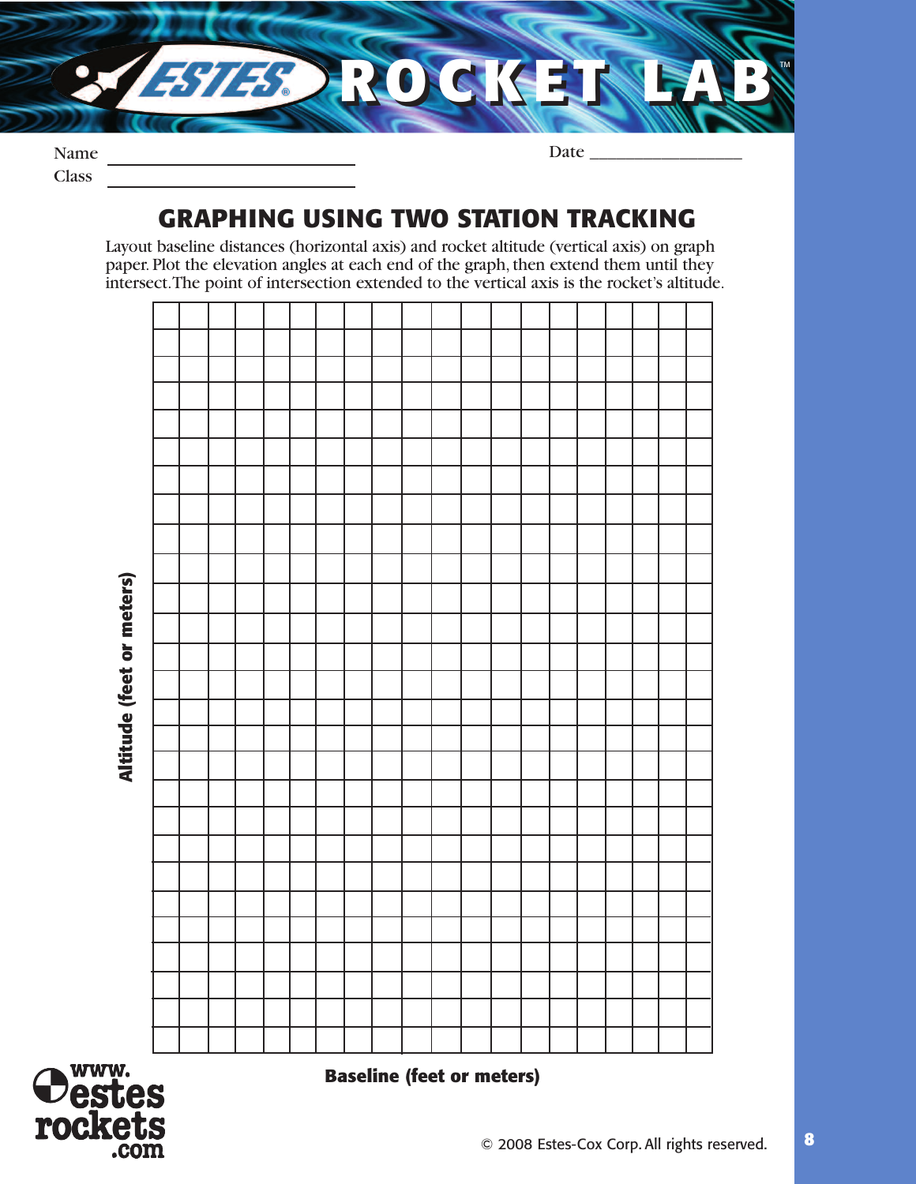ROCKET LAB™

Name ______________________ Date ______________________

Class ______________________

## GRAPHING USING TWO STATION TRACKING

Layout baseline distances (horizontal axis) and rocket altitude (vertical axis) on graph paper. Plot the elevation angles at each end of the graph, then extend them until they intersect. The point of intersection extended to the vertical axis is the rocket's altitude.

**Altitude (feet or meters)**

**Baseline (feet or meters)**

www.estesrockets.com

© 2008 Estes-Cox Corp. All rights reserved.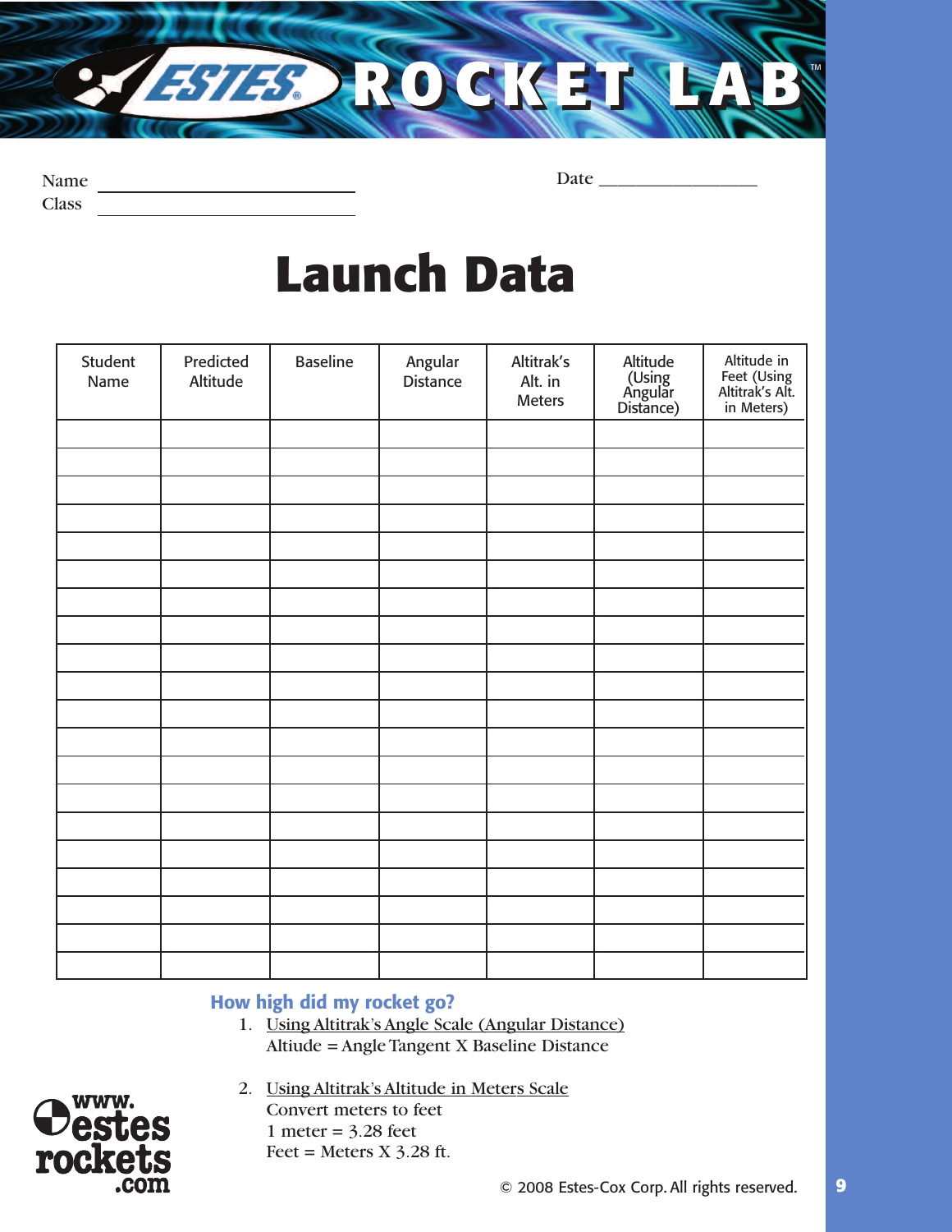# ESTES ROCKET LAB™

Name ______________________ Date ______________________

Class ______________________

## Launch Data

| Student Name | Predicted Altitude | Baseline | Angular Distance | Altitrak's Alt. in Meters | Altitude (Using Angular Distance) | Altitude in Feet (Using Altitrak's Alt. in Meters) |
|---|---|---|---|---|---|---|
| | | | | | | |
| | | | | | | |
| | | | | | | |
| | | | | | | |
| | | | | | | |
| | | | | | | |
| | | | | | | |
| | | | | | | |
| | | | | | | |
| | | | | | | |
| | | | | | | |
| | | | | | | |
| | | | | | | |
| | | | | | | |
| | | | | | | |
| | | | | | | |
| | | | | | | |
| | | | | | | |
| | | | | | | |
| | | | | | | |

### How high did my rocket go?

1. Using Altitrak's Angle Scale (Angular Distance)
   Altiude = Angle Tangent X Baseline Distance

2. Using Altitrak's Altitude in Meters Scale
   Convert meters to feet
   1 meter = 3.28 feet
   Feet = Meters X 3.28 ft.

www.estesrockets.com

© 2008 Estes-Cox Corp. All rights reserved.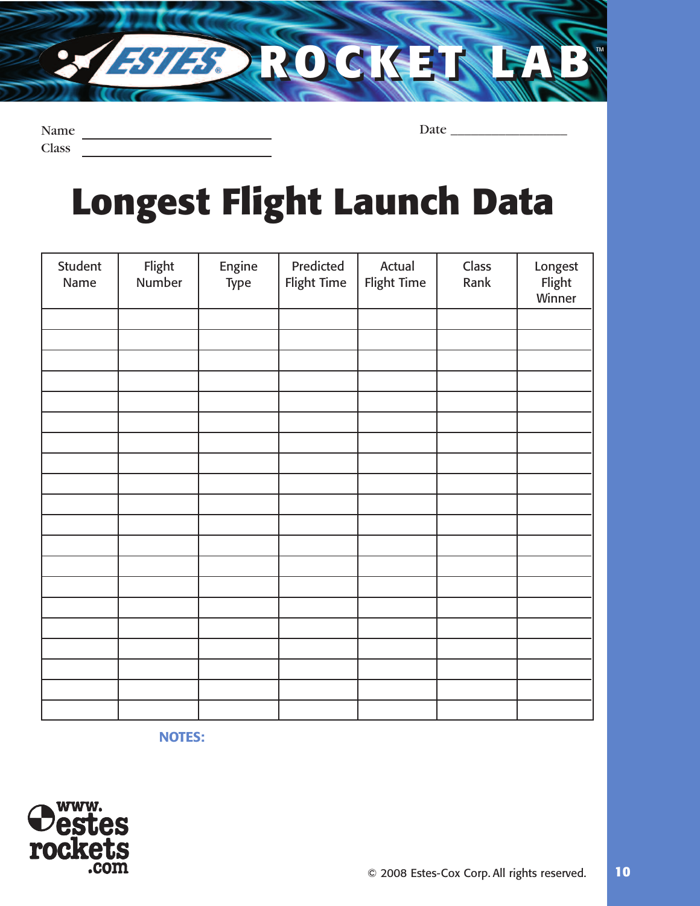# ESTES ROCKET LAB™

Name ______________________________

Class ______________________________

Date ____________________

# Longest Flight Launch Data

| Student Name | Flight Number | Engine Type | Predicted Flight Time | Actual Flight Time | Class Rank | Longest Flight Winner |
|---|---|---|---|---|---|---|
| | | | | | | |
| | | | | | | |
| | | | | | | |
| | | | | | | |
| | | | | | | |
| | | | | | | |
| | | | | | | |
| | | | | | | |
| | | | | | | |
| | | | | | | |
| | | | | | | |
| | | | | | | |
| | | | | | | |
| | | | | | | |
| | | | | | | |
| | | | | | | |
| | | | | | | |
| | | | | | | |
| | | | | | | |
| | | | | | | |

**NOTES:**

www.estesrockets.com

© 2008 Estes-Cox Corp. All rights reserved.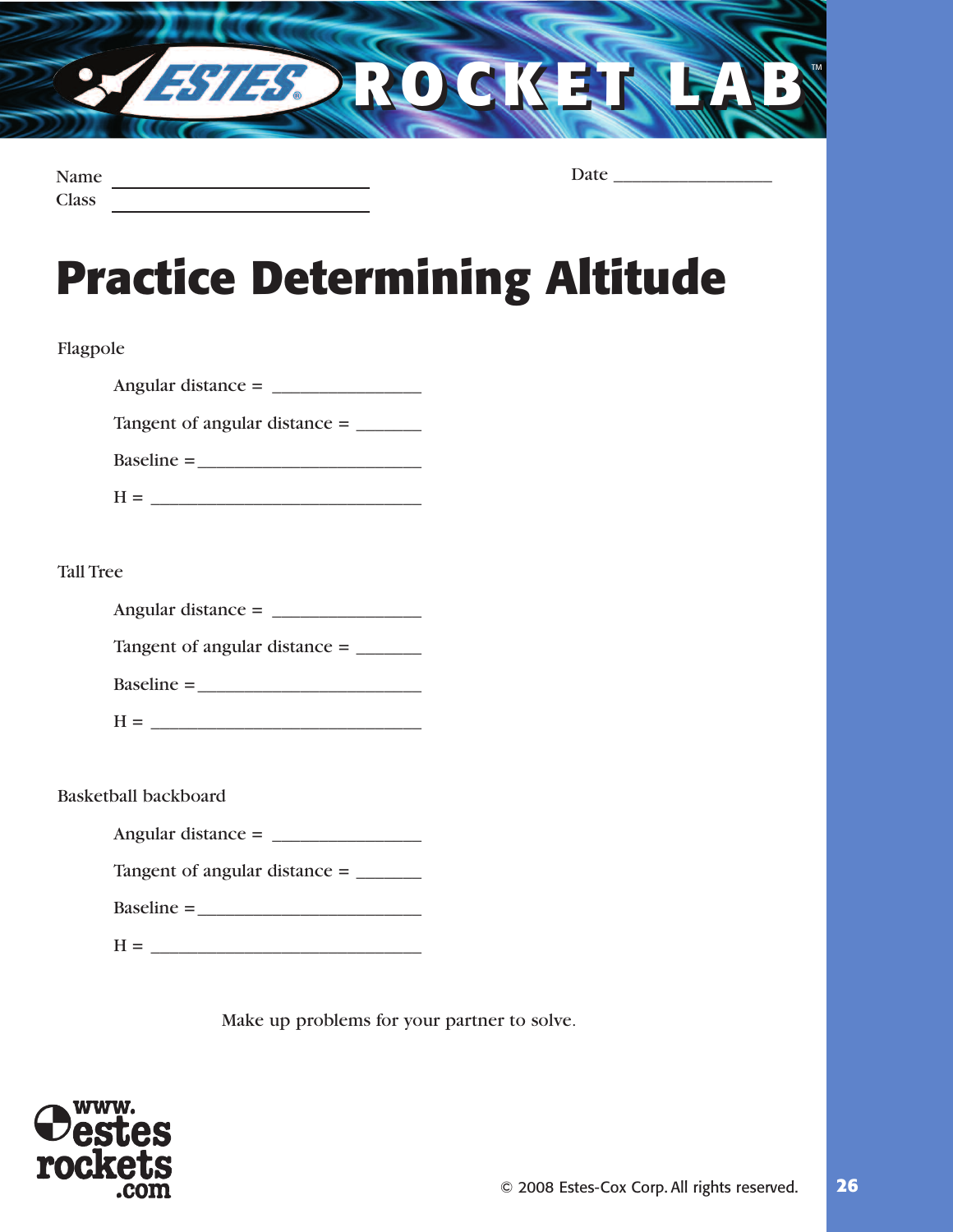Name ______________________________
Class ______________________________

Date __________________

# Practice Determining Altitude

Flagpole

Angular distance = ________________

Tangent of angular distance = _______

Baseline = ________________________

H = ______________________________

Tall Tree

Angular distance = ________________

Tangent of angular distance = _______

Baseline = ________________________

H = ______________________________

Basketball backboard

Angular distance = ________________

Tangent of angular distance = _______

Baseline = ________________________

H = ______________________________

Make up problems for your partner to solve.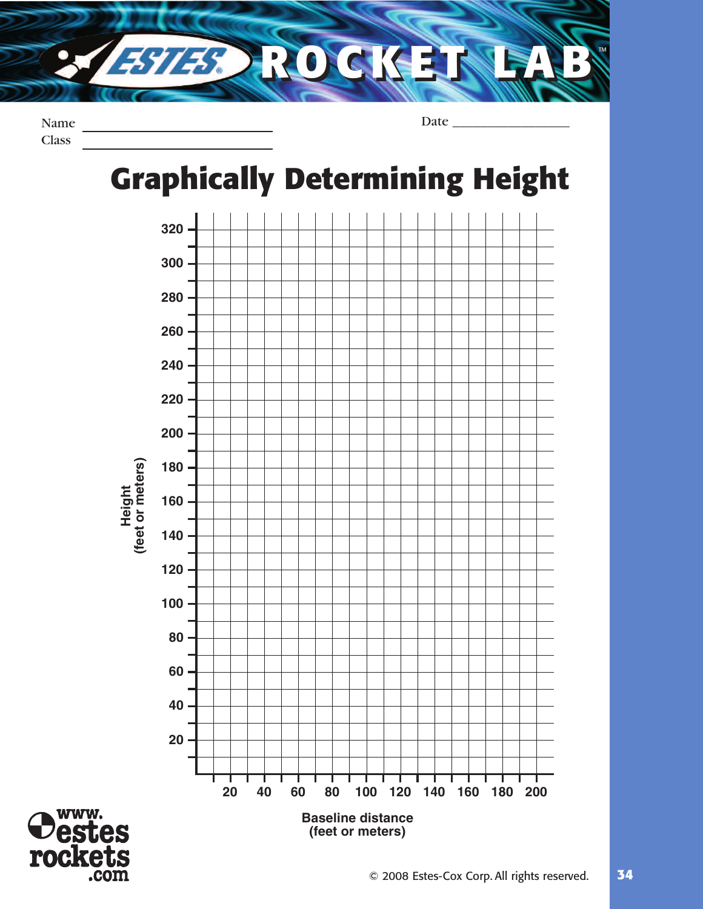ESTES ROCKET LAB™

Name ____________________

Class ____________________

Date ____________________

# Graphically Determining Height

Height (feet or meters)

320, 300, 280, 260, 240, 220, 200, 180, 160, 140, 120, 100, 80, 60, 40, 20

20, 40, 60, 80, 100, 120, 140, 160, 180, 200

Baseline distance (feet or meters)

www.estesrockets.com

© 2008 Estes-Cox Corp. All rights reserved.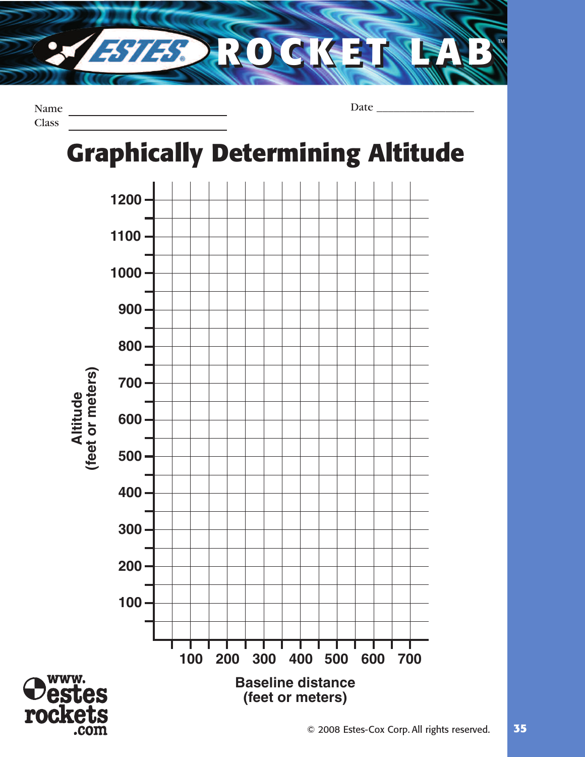ESTES ROCKET LAB™

Name ____________________
Class ____________________

Date ________________

# Graphically Determining Altitude

1200
1100
1000
900
800
700
600
500
400
300
200
100

Altitude
(feet or meters)

100 200 300 400 500 600 700

Baseline distance
(feet or meters)

www.estesrockets.com

© 2008 Estes-Cox Corp. All rights reserved.